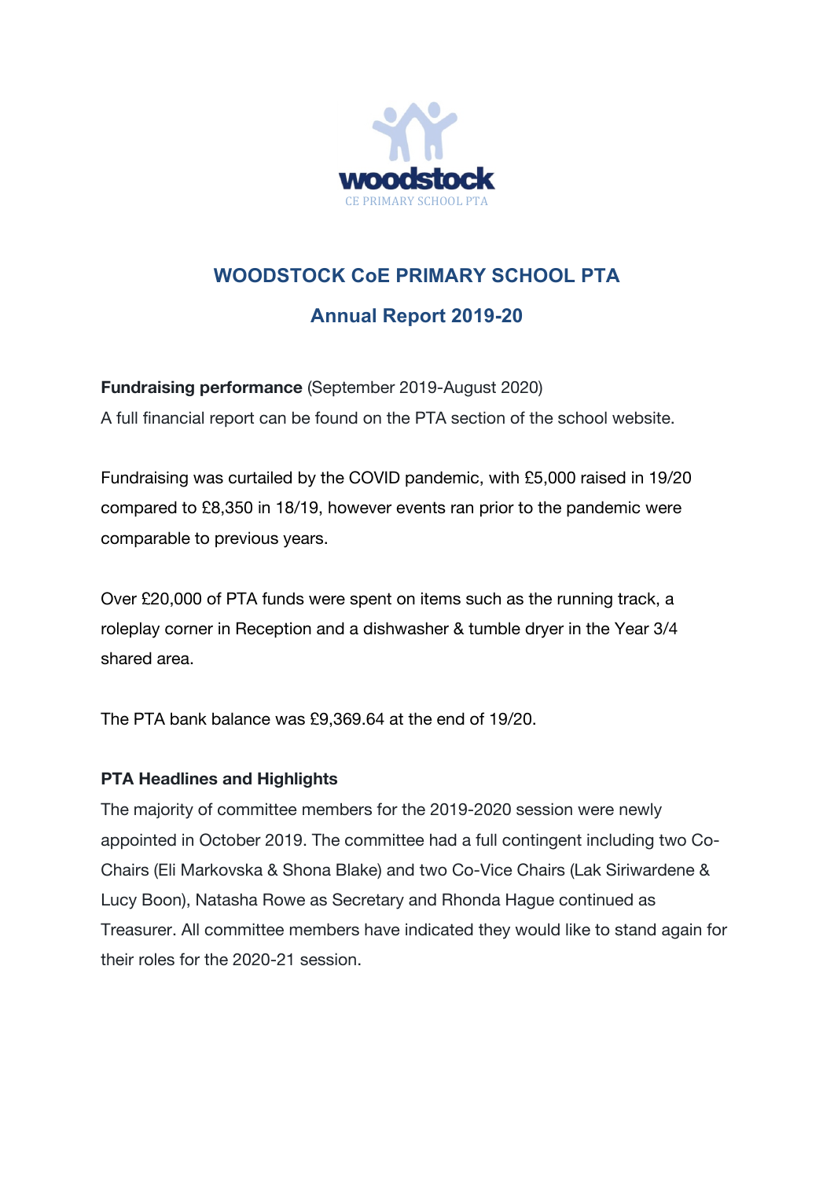woodstock

CE PRIMARY SCHOOL PTA

# WOODSTOCK CoE PRIMARY SCHOOL PTA

## Annual Report 2019-20

**Fundraising performance** (September 2019-August 2020)

A full financial report can be found on the PTA section of the school website.

Fundraising was curtailed by the COVID pandemic, with £5,000 raised in 19/20 compared to £8,350 in 18/19, however events ran prior to the pandemic were comparable to previous years.

Over £20,000 of PTA funds were spent on items such as the running track, a roleplay corner in Reception and a dishwasher & tumble dryer in the Year 3/4 shared area.

The PTA bank balance was £9,369.64 at the end of 19/20.

**PTA Headlines and Highlights**

The majority of committee members for the 2019-2020 session were newly appointed in October 2019. The committee had a full contingent including two Co-Chairs (Eli Markovska & Shona Blake) and two Co-Vice Chairs (Lak Siriwardene & Lucy Boon), Natasha Rowe as Secretary and Rhonda Hague continued as Treasurer. All committee members have indicated they would like to stand again for their roles for the 2020-21 session.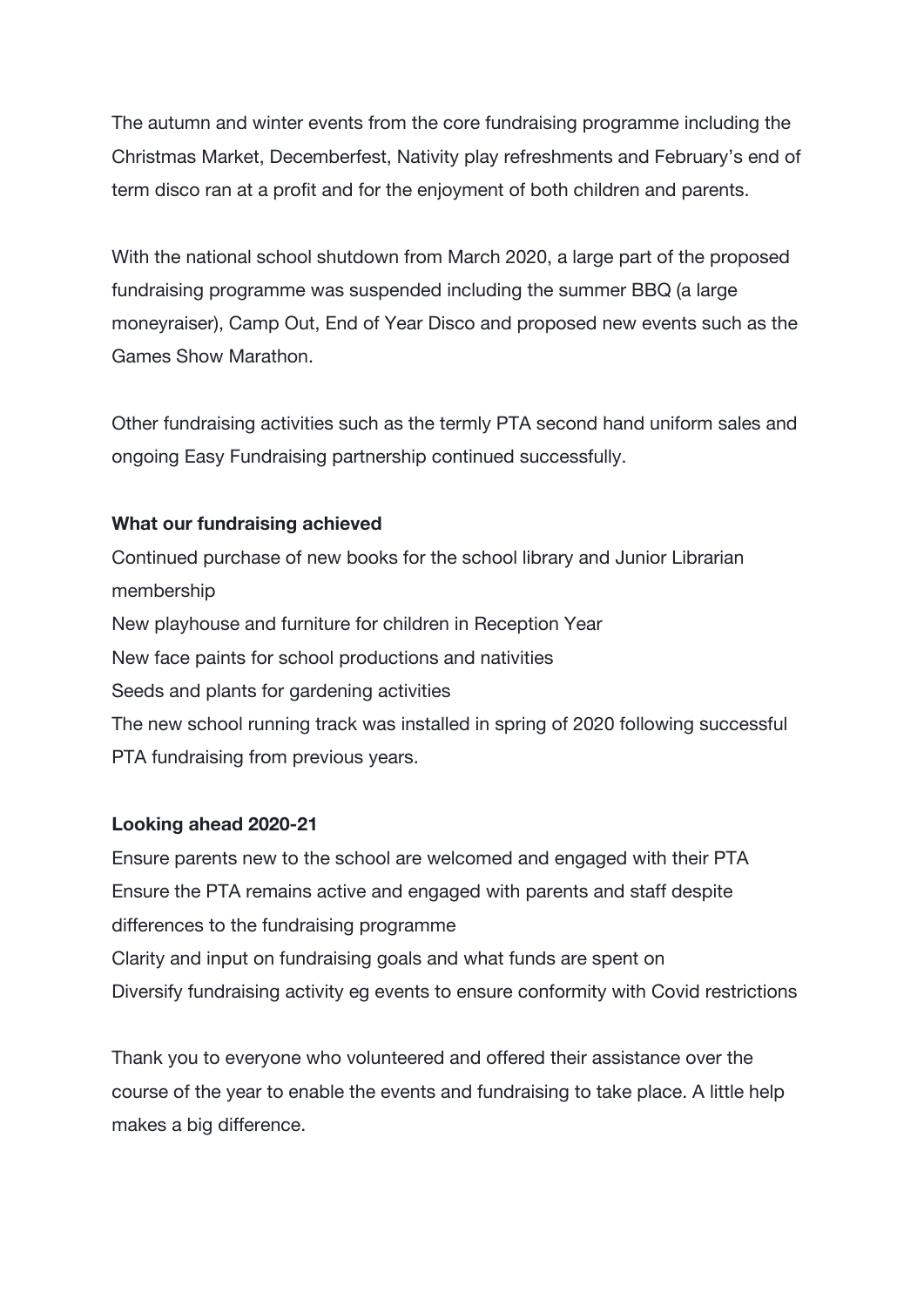The autumn and winter events from the core fundraising programme including the Christmas Market, Decemberfest, Nativity play refreshments and February's end of term disco ran at a profit and for the enjoyment of both children and parents.

With the national school shutdown from March 2020, a large part of the proposed fundraising programme was suspended including the summer BBQ (a large moneyraiser), Camp Out, End of Year Disco and proposed new events such as the Games Show Marathon.

Other fundraising activities such as the termly PTA second hand uniform sales and ongoing Easy Fundraising partnership continued successfully.

**What our fundraising achieved**

Continued purchase of new books for the school library and Junior Librarian membership
New playhouse and furniture for children in Reception Year
New face paints for school productions and nativities
Seeds and plants for gardening activities
The new school running track was installed in spring of 2020 following successful PTA fundraising from previous years.

**Looking ahead 2020-21**

Ensure parents new to the school are welcomed and engaged with their PTA
Ensure the PTA remains active and engaged with parents and staff despite differences to the fundraising programme
Clarity and input on fundraising goals and what funds are spent on
Diversify fundraising activity eg events to ensure conformity with Covid restrictions

Thank you to everyone who volunteered and offered their assistance over the course of the year to enable the events and fundraising to take place. A little help makes a big difference.